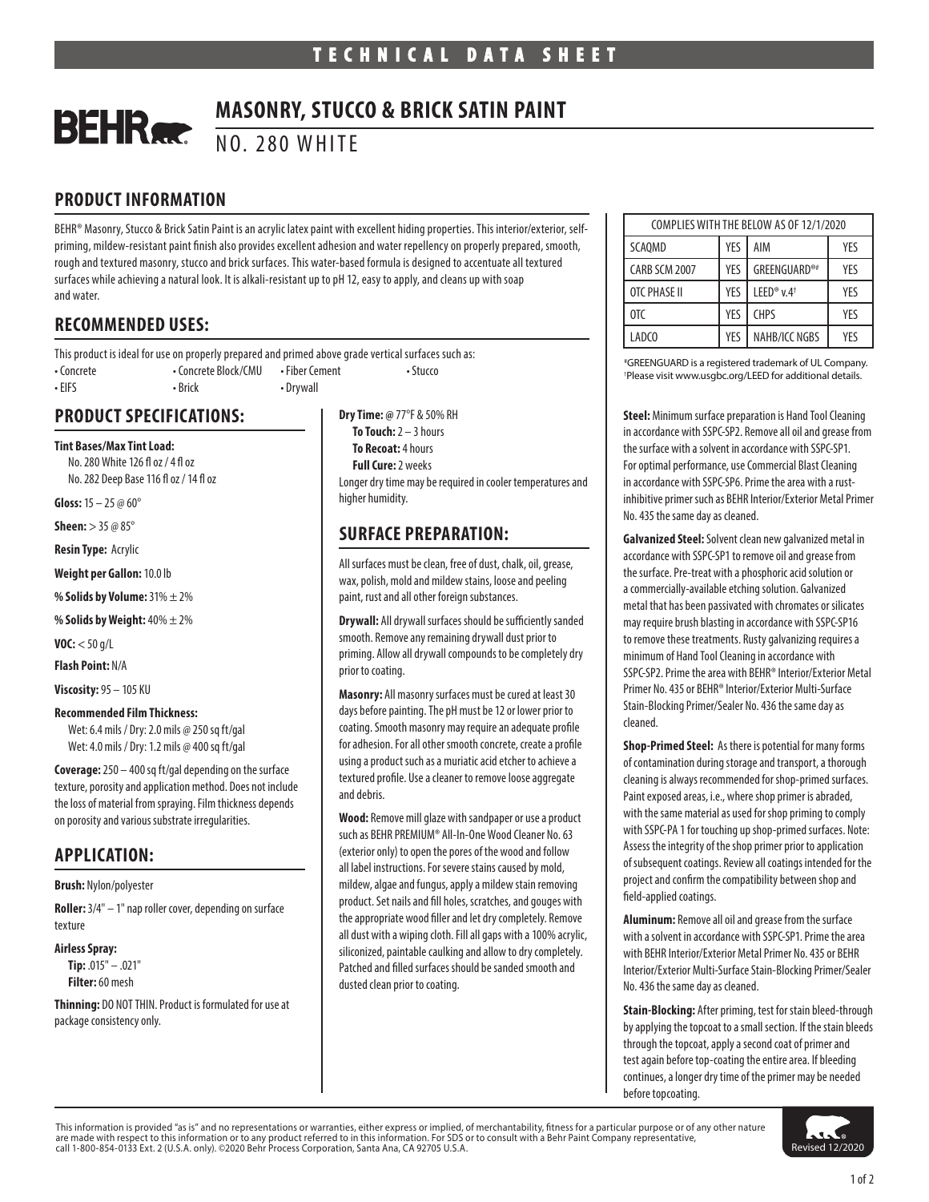TECHNICAL DATA SHEET

# MASONRY, STUCCO & BRICK SATIN PAINT

## NO. 280 WHITE

## PRODUCT INFORMATION

BEHR® Masonry, Stucco & Brick Satin Paint is an acrylic latex paint with excellent hiding properties. This interior/exterior, self-priming, mildew-resistant paint finish also provides excellent adhesion and water repellency on properly prepared, smooth, rough and textured masonry, stucco and brick surfaces. This water-based formula is designed to accentuate all textured surfaces while achieving a natural look. It is alkali-resistant up to pH 12, easy to apply, and cleans up with soap and water.

| COMPLIES WITH THE BELOW AS OF 12/1/2020 | | | |
|---|---|---|---|
| SCAQMD | YES | AIM | YES |
| CARB SCM 2007 | YES | GREENGUARD®‡ | YES |
| OTC PHASE II | YES | LEED® v.4† | YES |
| OTC | YES | CHPS | YES |
| LADCO | YES | NAHB/ICC NGBS | YES |

‡GREENGUARD is a registered trademark of UL Company.
†Please visit www.usgbc.org/LEED for additional details.

## RECOMMENDED USES:

This product is ideal for use on properly prepared and primed above grade vertical surfaces such as:

- Concrete
- Concrete Block/CMU
- Fiber Cement
- Stucco
- EIFS
- Brick
- Drywall

## PRODUCT SPECIFICATIONS:

**Tint Bases/Max Tint Load:**
No. 280 White 126 fl oz / 4 fl oz
No. 282 Deep Base 116 fl oz / 14 fl oz

**Gloss:** 15 – 25 @ 60°

**Sheen:** > 35 @ 85°

**Resin Type:** Acrylic

**Weight per Gallon:** 10.0 lb

**% Solids by Volume:** 31% ± 2%

**% Solids by Weight:** 40% ± 2%

**VOC:** < 50 g/L

**Flash Point:** N/A

**Viscosity:** 95 – 105 KU

**Recommended Film Thickness:**
Wet: 6.4 mils / Dry: 2.0 mils @ 250 sq ft/gal
Wet: 4.0 mils / Dry: 1.2 mils @ 400 sq ft/gal

**Coverage:** 250 – 400 sq ft/gal depending on the surface texture, porosity and application method. Does not include the loss of material from spraying. Film thickness depends on porosity and various substrate irregularities.

**Dry Time:** @ 77°F & 50% RH
**To Touch:** 2 – 3 hours
**To Recoat:** 4 hours
**Full Cure:** 2 weeks
Longer dry time may be required in cooler temperatures and higher humidity.

## APPLICATION:

**Brush:** Nylon/polyester

**Roller:** 3/4" – 1" nap roller cover, depending on surface texture

**Airless Spray:**
**Tip:** .015" – .021"
**Filter:** 60 mesh

**Thinning:** DO NOT THIN. Product is formulated for use at package consistency only.

## SURFACE PREPARATION:

All surfaces must be clean, free of dust, chalk, oil, grease, wax, polish, mold and mildew stains, loose and peeling paint, rust and all other foreign substances.

**Drywall:** All drywall surfaces should be sufficiently sanded smooth. Remove any remaining drywall dust prior to priming. Allow all drywall compounds to be completely dry prior to coating.

**Masonry:** All masonry surfaces must be cured at least 30 days before painting. The pH must be 12 or lower prior to coating. Smooth masonry may require an adequate profile for adhesion. For all other smooth concrete, create a profile using a product such as a muriatic acid etcher to achieve a textured profile. Use a cleaner to remove loose aggregate and debris.

**Wood:** Remove mill glaze with sandpaper or use a product such as BEHR PREMIUM® All-In-One Wood Cleaner No. 63 (exterior only) to open the pores of the wood and follow all label instructions. For severe stains caused by mold, mildew, algae and fungus, apply a mildew stain removing product. Set nails and fill holes, scratches, and gouges with the appropriate wood filler and let dry completely. Remove all dust with a wiping cloth. Fill all gaps with a 100% acrylic, siliconized, paintable caulking and allow to dry completely. Patched and filled surfaces should be sanded smooth and dusted clean prior to coating.

**Steel:** Minimum surface preparation is Hand Tool Cleaning in accordance with SSPC-SP2. Remove all oil and grease from the surface with a solvent in accordance with SSPC-SP1. For optimal performance, use Commercial Blast Cleaning in accordance with SSPC-SP6. Prime the area with a rust-inhibitive primer such as BEHR Interior/Exterior Metal Primer No. 435 the same day as cleaned.

**Galvanized Steel:** Solvent clean new galvanized metal in accordance with SSPC-SP1 to remove oil and grease from the surface. Pre-treat with a phosphoric acid solution or a commercially-available etching solution. Galvanized metal that has been passivated with chromates or silicates may require brush blasting in accordance with SSPC-SP16 to remove these treatments. Rusty galvanizing requires a minimum of Hand Tool Cleaning in accordance with SSPC-SP2. Prime the area with BEHR® Interior/Exterior Metal Primer No. 435 or BEHR® Interior/Exterior Multi-Surface Stain-Blocking Primer/Sealer No. 436 the same day as cleaned.

**Shop-Primed Steel:** As there is potential for many forms of contamination during storage and transport, a thorough cleaning is always recommended for shop-primed surfaces. Paint exposed areas, i.e., where shop primer is abraded, with the same material as used for shop priming to comply with SSPC-PA 1 for touching up shop-primed surfaces. Note: Assess the integrity of the shop primer prior to application of subsequent coatings. Review all coatings intended for the project and confirm the compatibility between shop and field-applied coatings.

**Aluminum:** Remove all oil and grease from the surface with a solvent in accordance with SSPC-SP1. Prime the area with BEHR Interior/Exterior Metal Primer No. 435 or BEHR Interior/Exterior Multi-Surface Stain-Blocking Primer/Sealer No. 436 the same day as cleaned.

**Stain-Blocking:** After priming, test for stain bleed-through by applying the topcoat to a small section. If the stain bleeds through the topcoat, apply a second coat of primer and test again before top-coating the entire area. If bleeding continues, a longer dry time of the primer may be needed before topcoating.

This information is provided "as is" and no representations or warranties, either express or implied, of merchantability, fitness for a particular purpose or of any other nature are made with respect to this information or to any product referred to in this information. For SDS or to consult with a Behr Paint Company representative, call 1-800-854-0133 Ext. 2 (U.S.A. only). ©2020 Behr Process Corporation, Santa Ana, CA 92705 U.S.A.

Revised 12/2020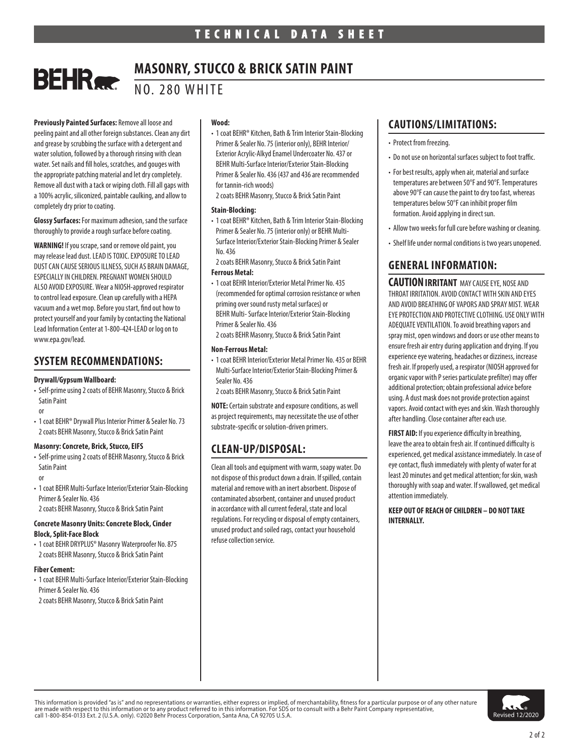# MASONRY, STUCCO & BRICK SATIN PAINT

## NO. 280 WHITE

**Previously Painted Surfaces:** Remove all loose and peeling paint and all other foreign substances. Clean any dirt and grease by scrubbing the surface with a detergent and water solution, followed by a thorough rinsing with clean water. Set nails and fill holes, scratches, and gouges with the appropriate patching material and let dry completely. Remove all dust with a tack or wiping cloth. Fill all gaps with a 100% acrylic, siliconized, paintable caulking, and allow to completely dry prior to coating.

**Glossy Surfaces:** For maximum adhesion, sand the surface thoroughly to provide a rough surface before coating.

**WARNING!** If you scrape, sand or remove old paint, you may release lead dust. LEAD IS TOXIC. EXPOSURE TO LEAD DUST CAN CAUSE SERIOUS ILLNESS, SUCH AS BRAIN DAMAGE, ESPECIALLY IN CHILDREN. PREGNANT WOMEN SHOULD ALSO AVOID EXPOSURE. Wear a NIOSH-approved respirator to control lead exposure. Clean up carefully with a HEPA vacuum and a wet mop. Before you start, find out how to protect yourself and your family by contacting the National Lead Information Center at 1-800-424-LEAD or log on to www.epa.gov/lead.

## SYSTEM RECOMMENDATIONS:

**Drywall/Gypsum Wallboard:**

- Self-prime using 2 coats of BEHR Masonry, Stucco & Brick Satin Paint

  or
- 1 coat BEHR® Drywall Plus Interior Primer & Sealer No. 73
  2 coats BEHR Masonry, Stucco & Brick Satin Paint

**Masonry: Concrete, Brick, Stucco, EIFS**

- Self-prime using 2 coats of BEHR Masonry, Stucco & Brick Satin Paint

  or
- 1 coat BEHR Multi-Surface Interior/Exterior Stain-Blocking Primer & Sealer No. 436
  2 coats BEHR Masonry, Stucco & Brick Satin Paint

**Concrete Masonry Units: Concrete Block, Cinder Block, Split-Face Block**

- 1 coat BEHR DRYPLUS® Masonry Waterproofer No. 875
  2 coats BEHR Masonry, Stucco & Brick Satin Paint

**Fiber Cement:**

- 1 coat BEHR Multi-Surface Interior/Exterior Stain-Blocking Primer & Sealer No. 436
  2 coats BEHR Masonry, Stucco & Brick Satin Paint

**Wood:**

- 1 coat BEHR® Kitchen, Bath & Trim Interior Stain-Blocking Primer & Sealer No. 75 (interior only), BEHR Interior/Exterior Acrylic-Alkyd Enamel Undercoater No. 437 or BEHR Multi-Surface Interior/Exterior Stain-Blocking Primer & Sealer No. 436 (437 and 436 are recommended for tannin-rich woods)
  2 coats BEHR Masonry, Stucco & Brick Satin Paint

**Stain-Blocking:**

- 1 coat BEHR® Kitchen, Bath & Trim Interior Stain-Blocking Primer & Sealer No. 75 (interior only) or BEHR Multi-Surface Interior/Exterior Stain-Blocking Primer & Sealer No. 436
  2 coats BEHR Masonry, Stucco & Brick Satin Paint

**Ferrous Metal:**

- 1 coat BEHR Interior/Exterior Metal Primer No. 435 (recommended for optimal corrosion resistance or when priming over sound rusty metal surfaces) or BEHR Multi- Surface Interior/Exterior Stain-Blocking Primer & Sealer No. 436
  2 coats BEHR Masonry, Stucco & Brick Satin Paint

**Non-Ferrous Metal:**

- 1 coat BEHR Interior/Exterior Metal Primer No. 435 or BEHR Multi-Surface Interior/Exterior Stain-Blocking Primer & Sealer No. 436
  2 coats BEHR Masonry, Stucco & Brick Satin Paint

**NOTE:** Certain substrate and exposure conditions, as well as project requirements, may necessitate the use of other substrate-specific or solution-driven primers.

## CLEAN-UP/DISPOSAL:

Clean all tools and equipment with warm, soapy water. Do not dispose of this product down a drain. If spilled, contain material and remove with an inert absorbent. Dispose of contaminated absorbent, container and unused product in accordance with all current federal, state and local regulations. For recycling or disposal of empty containers, unused product and soiled rags, contact your household refuse collection service.

## CAUTIONS/LIMITATIONS:

- Protect from freezing.
- Do not use on horizontal surfaces subject to foot traffic.
- For best results, apply when air, material and surface temperatures are between 50°F and 90°F. Temperatures above 90°F can cause the paint to dry too fast, whereas temperatures below 50°F can inhibit proper film formation. Avoid applying in direct sun.
- Allow two weeks for full cure before washing or cleaning.
- Shelf life under normal conditions is two years unopened.

## GENERAL INFORMATION:

**CAUTION IRRITANT** MAY CAUSE EYE, NOSE AND THROAT IRRITATION. AVOID CONTACT WITH SKIN AND EYES AND AVOID BREATHING OF VAPORS AND SPRAY MIST. WEAR EYE PROTECTION AND PROTECTIVE CLOTHING. USE ONLY WITH ADEQUATE VENTILATION. To avoid breathing vapors and spray mist, open windows and doors or use other means to ensure fresh air entry during application and drying. If you experience eye watering, headaches or dizziness, increase fresh air. If properly used, a respirator (NIOSH approved for organic vapor with P series particulate prefilter) may offer additional protection; obtain professional advice before using. A dust mask does not provide protection against vapors. Avoid contact with eyes and skin. Wash thoroughly after handling. Close container after each use.

**FIRST AID:** If you experience difficulty in breathing, leave the area to obtain fresh air. If continued difficulty is experienced, get medical assistance immediately. In case of eye contact, flush immediately with plenty of water for at least 20 minutes and get medical attention; for skin, wash thoroughly with soap and water. If swallowed, get medical attention immediately.

**KEEP OUT OF REACH OF CHILDREN – DO NOT TAKE INTERNALLY.**

This information is provided "as is" and no representations or warranties, either express or implied, of merchantability, fitness for a particular purpose or of any other nature are made with respect to this information or to any product referred to in this information. For SDS or to consult with a Behr Paint Company representative, call 1-800-854-0133 Ext. 2 (U.S.A. only). ©2020 Behr Process Corporation, Santa Ana, CA 92705 U.S.A.

Revised 12/2020